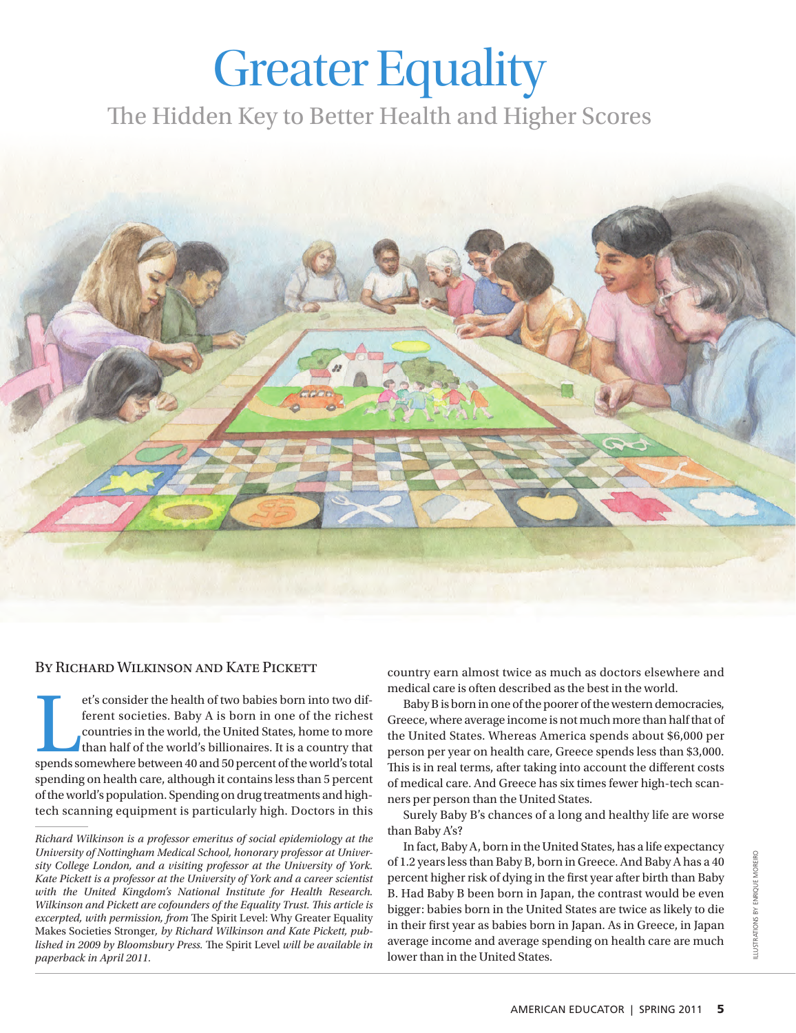# Greater Equality

## The Hidden Key to Better Health and Higher Scores

By Richard Wilkinson and Kate Pickett

Let's consider the health of two babies born into two different societies. Baby A is born in one of the richest countries in the world, the United States, home to more than half of the world's billionaires. It is a country that spends somewhere between 40 and 50 percent of the world's total spending on health care, although it contains less than 5 percent of the world's population. Spending on drug treatments and high-tech scanning equipment is particularly high. Doctors in this country earn almost twice as much as doctors elsewhere and medical care is often described as the best in the world.

Baby B is born in one of the poorer of the western democracies, Greece, where average income is not much more than half that of the United States. Whereas America spends about $6,000 per person per year on health care, Greece spends less than $3,000. This is in real terms, after taking into account the different costs of medical care. And Greece has six times fewer high-tech scanners per person than the United States.

Surely Baby B's chances of a long and healthy life are worse than Baby A's?

In fact, Baby A, born in the United States, has a life expectancy of 1.2 years less than Baby B, born in Greece. And Baby A has a 40 percent higher risk of dying in the first year after birth than Baby B. Had Baby B been born in Japan, the contrast would be even bigger: babies born in the United States are twice as likely to die in their first year as babies born in Japan. As in Greece, in Japan average income and average spending on health care are much lower than in the United States.

---

*Richard Wilkinson is a professor emeritus of social epidemiology at the University of Nottingham Medical School, honorary professor at University College London, and a visiting professor at the University of York. Kate Pickett is a professor at the University of York and a career scientist with the United Kingdom's National Institute for Health Research. Wilkinson and Pickett are cofounders of the Equality Trust. This article is excerpted, with permission, from* The Spirit Level: Why Greater Equality Makes Societies Stronger, *by Richard Wilkinson and Kate Pickett, published in 2009 by Bloomsbury Press.* The Spirit Level *will be available in paperback in April 2011.*

ILLUSTRATIONS BY ENRIQUE MOREIRO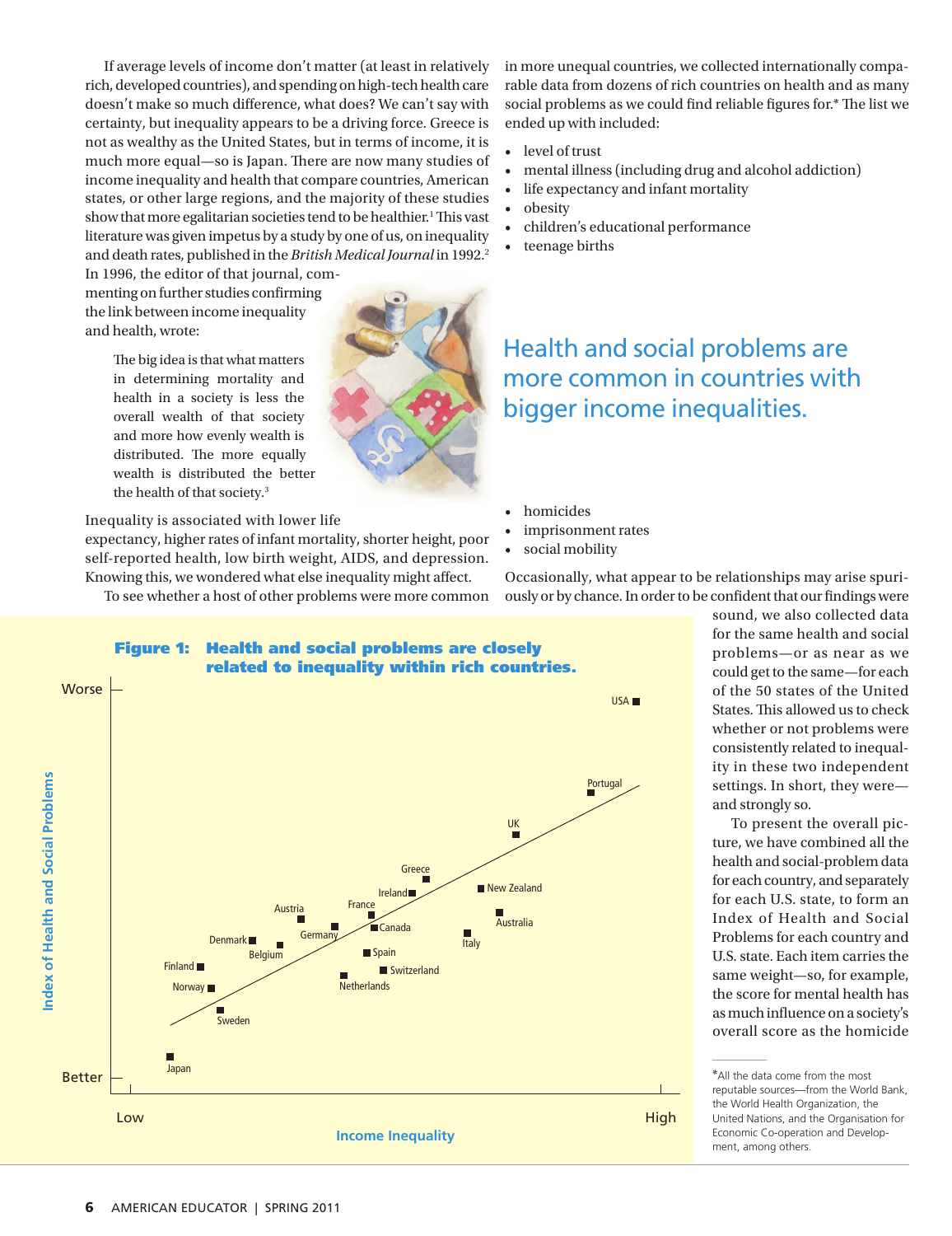If average levels of income don't matter (at least in relatively rich, developed countries), and spending on high-tech health care doesn't make so much difference, what does? We can't say with certainty, but inequality appears to be a driving force. Greece is not as wealthy as the United States, but in terms of income, it is much more equal—so is Japan. There are now many studies of income inequality and health that compare countries, American states, or other large regions, and the majority of these studies show that more egalitarian societies tend to be healthier.[1] This vast literature was given impetus by a study by one of us, on inequality and death rates, published in the *British Medical Journal* in 1992.[2] In 1996, the editor of that journal, commenting on further studies confirming the link between income inequality and health, wrote:

> The big idea is that what matters in determining mortality and health in a society is less the overall wealth of that society and more how evenly wealth is distributed. The more equally wealth is distributed the better the health of that society.[3]

Inequality is associated with lower life expectancy, higher rates of infant mortality, shorter height, poor self-reported health, low birth weight, AIDS, and depression. Knowing this, we wondered what else inequality might affect.

To see whether a host of other problems were more common in more unequal countries, we collected internationally comparable data from dozens of rich countries on health and as many social problems as we could find reliable figures for.* The list we ended up with included:

- level of trust
- mental illness (including drug and alcohol addiction)
- life expectancy and infant mortality
- obesity
- children's educational performance
- teenage births
- homicides
- imprisonment rates
- social mobility

## Health and social problems are more common in countries with bigger income inequalities.

Occasionally, what appear to be relationships may arise spuriously or by chance. In order to be confident that our findings were sound, we also collected data for the same health and social problems—or as near as we could get to the same—for each of the 50 states of the United States. This allowed us to check whether or not problems were consistently related to inequality in these two independent settings. In short, they were—and strongly so.

To present the overall picture, we have combined all the health and social-problem data for each country, and separately for each U.S. state, to form an Index of Health and Social Problems for each country and U.S. state. Each item carries the same weight—so, for example, the score for mental health has as much influence on a society's overall score as the homicide

**Figure 1: Health and social problems are closely related to inequality within rich countries.**

| Country (approximate order of Income Inequality, Low → High) | Index of Health and Social Problems (Better → Worse) |
|---|---|
| Japan | Lowest (Better) |
| Finland | Low |
| Norway | Low |
| Sweden | Low |
| Denmark | Low–middle |
| Belgium | Low–middle |
| Austria | Middle |
| Germany | Middle |
| Netherlands | Low–middle |
| France | Middle |
| Canada | Middle |
| Spain | Low–middle |
| Switzerland | Low–middle |
| Ireland | Middle |
| Greece | Middle |
| Italy | Middle |
| New Zealand | Middle |
| Australia | Middle |
| UK | Middle–high |
| Portugal | High |
| USA | Highest (Worse) |

*All the data come from the most reputable sources—from the World Bank, the World Health Organization, the United Nations, and the Organisation for Economic Co-operation and Development, among others.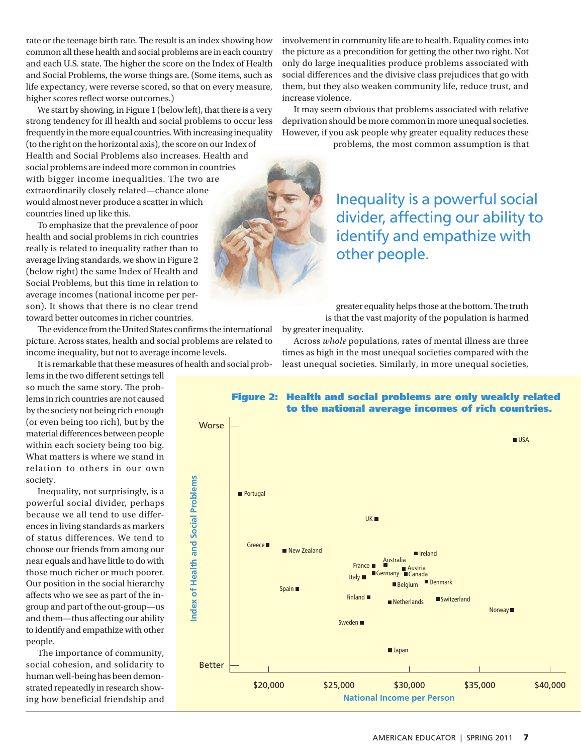rate or the teenage birth rate. The result is an index showing how common all these health and social problems are in each country and each U.S. state. The higher the score on the Index of Health and Social Problems, the worse things are. (Some items, such as life expectancy, were reverse scored, so that on every measure, higher scores reflect worse outcomes.)

We start by showing, in Figure 1 (below left), that there is a very strong tendency for ill health and social problems to occur less frequently in the more equal countries. With increasing inequality (to the right on the horizontal axis), the score on our Index of Health and Social Problems also increases. Health and social problems are indeed more common in countries with bigger income inequalities. The two are extraordinarily closely related—chance alone would almost never produce a scatter in which countries lined up like this.

To emphasize that the prevalence of poor health and social problems in rich countries really is related to inequality rather than to average living standards, we show in Figure 2 (below right) the same Index of Health and Social Problems, but this time in relation to average incomes (national income per person). It shows that there is no clear trend toward better outcomes in richer countries.

The evidence from the United States confirms the international picture. Across states, health and social problems are related to income inequality, but not to average income levels.

It is remarkable that these measures of health and social problems in the two different settings tell so much the same story. The problems in rich countries are not caused by the society not being rich enough (or even being too rich), but by the material differences between people within each society being too big. What matters is where we stand in relation to others in our own society.

Inequality, not surprisingly, is a powerful social divider, perhaps because we all tend to use differences in living standards as markers of status differences. We tend to choose our friends from among our near equals and have little to do with those much richer or much poorer. Our position in the social hierarchy affects who we see as part of the in-group and part of the out-group—us and them—thus affecting our ability to identify and empathize with other people.

The importance of community, social cohesion, and solidarity to human well-being has been demonstrated repeatedly in research showing how beneficial friendship and involvement in community life are to health. Equality comes into the picture as a precondition for getting the other two right. Not only do large inequalities produce problems associated with social differences and the divisive class prejudices that go with them, but they also weaken community life, reduce trust, and increase violence.

It may seem obvious that problems associated with relative deprivation should be more common in more unequal societies. However, if you ask people why greater equality reduces these problems, the most common assumption is that greater equality helps those at the bottom. The truth is that the vast majority of the population is harmed by greater inequality.

> Inequality is a powerful social divider, affecting our ability to identify and empathize with other people.

Across *whole* populations, rates of mental illness are three times as high in the most unequal societies compared with the least unequal societies. Similarly, in more unequal societies,

**Figure 2: Health and social problems are only weakly related to the national average incomes of rich countries.**

(Scatter plot: vertical axis "Index of Health and Social Problems" from Better (bottom) to Worse (top); horizontal axis "National Income per Person" with ticks $20,000, $25,000, $30,000, $35,000, $40,000. Countries plotted: USA, Portugal, UK, Greece, New Zealand, Ireland, Australia, France, Austria, Germany, Canada, Italy, Belgium, Denmark, Spain, Finland, Netherlands, Switzerland, Norway, Sweden, Japan.)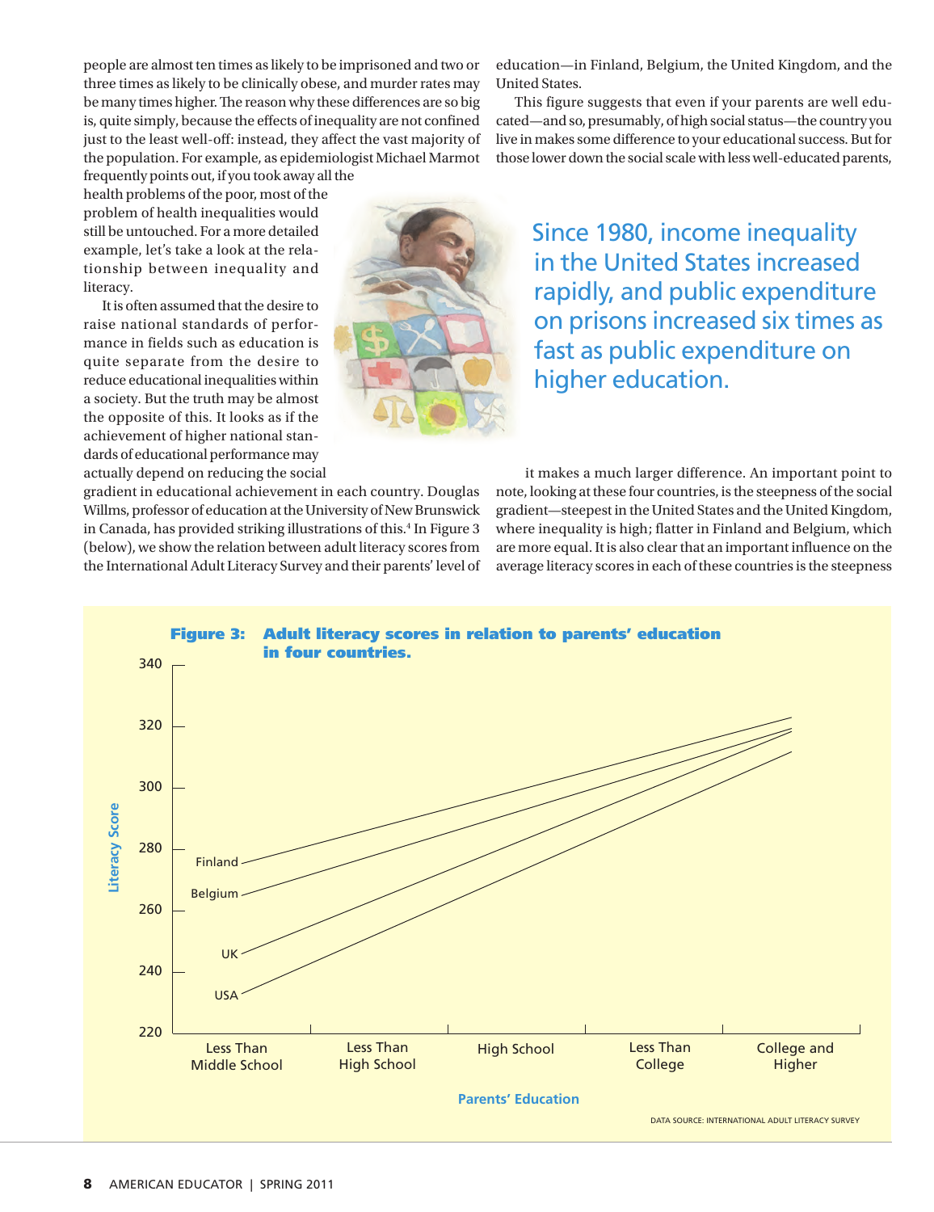people are almost ten times as likely to be imprisoned and two or three times as likely to be clinically obese, and murder rates may be many times higher. The reason why these differences are so big is, quite simply, because the effects of inequality are not confined just to the least well-off: instead, they affect the vast majority of the population. For example, as epidemiologist Michael Marmot frequently points out, if you took away all the health problems of the poor, most of the problem of health inequalities would still be untouched. For a more detailed example, let's take a look at the relationship between inequality and literacy.

It is often assumed that the desire to raise national standards of performance in fields such as education is quite separate from the desire to reduce educational inequalities within a society. But the truth may be almost the opposite of this. It looks as if the achievement of higher national standards of educational performance may actually depend on reducing the social gradient in educational achievement in each country. Douglas Willms, professor of education at the University of New Brunswick in Canada, has provided striking illustrations of this.[4] In Figure 3 (below), we show the relation between adult literacy scores from the International Adult Literacy Survey and their parents' level of education—in Finland, Belgium, the United Kingdom, and the United States.

This figure suggests that even if your parents are well educated—and so, presumably, of high social status—the country you live in makes some difference to your educational success. But for those lower down the social scale with less well-educated parents, it makes a much larger difference. An important point to note, looking at these four countries, is the steepness of the social gradient—steepest in the United States and the United Kingdom, where inequality is high; flatter in Finland and Belgium, which are more equal. It is also clear that an important influence on the average literacy scores in each of these countries is the steepness

> Since 1980, income inequality in the United States increased rapidly, and public expenditure on prisons increased six times as fast as public expenditure on higher education.

**Figure 3: Adult literacy scores in relation to parents' education in four countries.**

DATA SOURCE: INTERNATIONAL ADULT LITERACY SURVEY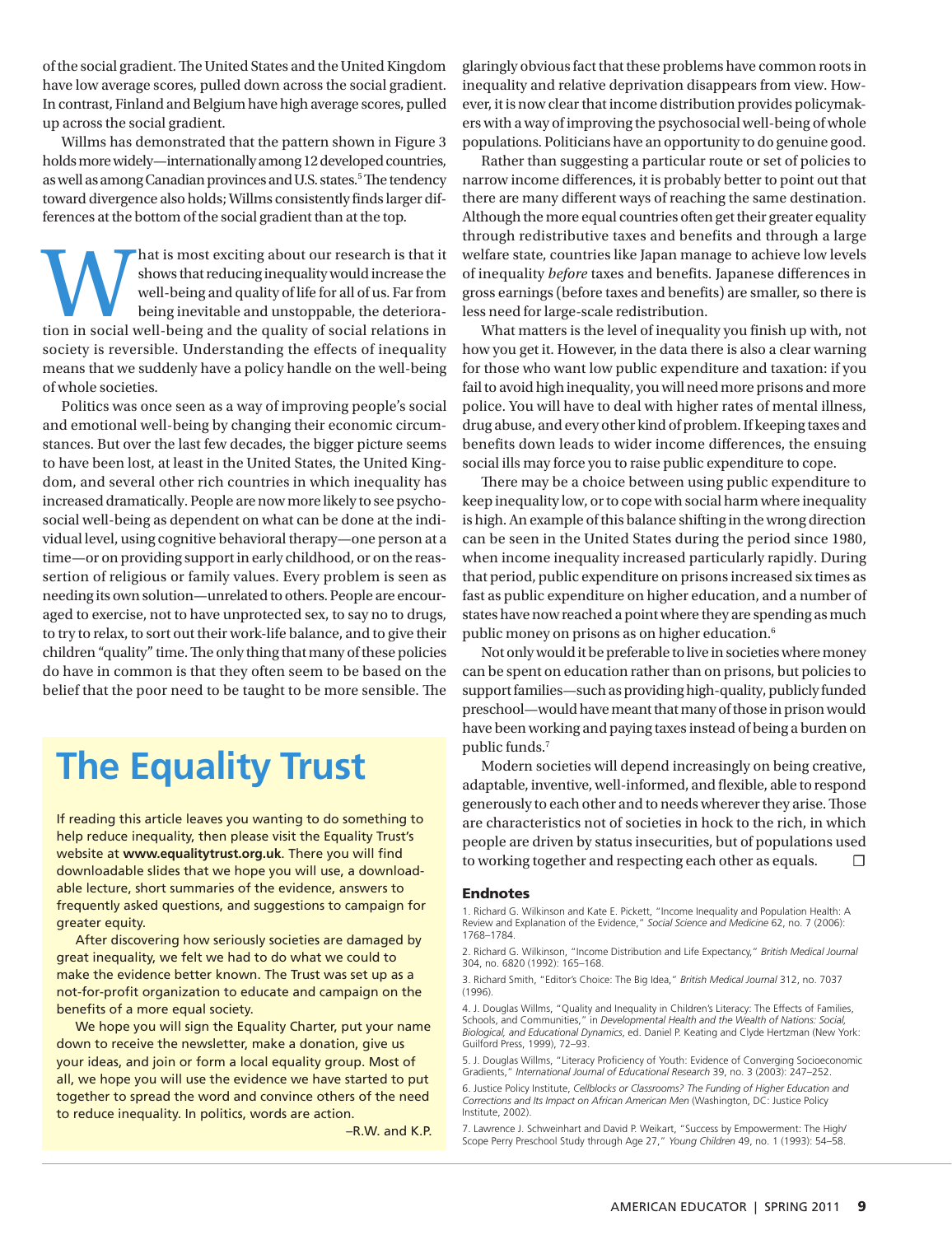of the social gradient. The United States and the United Kingdom have low average scores, pulled down across the social gradient. In contrast, Finland and Belgium have high average scores, pulled up across the social gradient.

Willms has demonstrated that the pattern shown in Figure 3 holds more widely—internationally among 12 developed countries, as well as among Canadian provinces and U.S. states.[5] The tendency toward divergence also holds; Willms consistently finds larger differences at the bottom of the social gradient than at the top.

What is most exciting about our research is that it shows that reducing inequality would increase the well-being and quality of life for all of us. Far from being inevitable and unstoppable, the deterioration in social well-being and the quality of social relations in society is reversible. Understanding the effects of inequality means that we suddenly have a policy handle on the well-being of whole societies.

Politics was once seen as a way of improving people's social and emotional well-being by changing their economic circumstances. But over the last few decades, the bigger picture seems to have been lost, at least in the United States, the United Kingdom, and several other rich countries in which inequality has increased dramatically. People are now more likely to see psychosocial well-being as dependent on what can be done at the individual level, using cognitive behavioral therapy—one person at a time—or on providing support in early childhood, or on the reassertion of religious or family values. Every problem is seen as needing its own solution—unrelated to others. People are encouraged to exercise, not to have unprotected sex, to say no to drugs, to try to relax, to sort out their work-life balance, and to give their children "quality" time. The only thing that many of these policies do have in common is that they often seem to be based on the belief that the poor need to be taught to be more sensible. The glaringly obvious fact that these problems have common roots in inequality and relative deprivation disappears from view. However, it is now clear that income distribution provides policymakers with a way of improving the psychosocial well-being of whole populations. Politicians have an opportunity to do genuine good.

Rather than suggesting a particular route or set of policies to narrow income differences, it is probably better to point out that there are many different ways of reaching the same destination. Although the more equal countries often get their greater equality through redistributive taxes and benefits and through a large welfare state, countries like Japan manage to achieve low levels of inequality *before* taxes and benefits. Japanese differences in gross earnings (before taxes and benefits) are smaller, so there is less need for large-scale redistribution.

What matters is the level of inequality you finish up with, not how you get it. However, in the data there is also a clear warning for those who want low public expenditure and taxation: if you fail to avoid high inequality, you will need more prisons and more police. You will have to deal with higher rates of mental illness, drug abuse, and every other kind of problem. If keeping taxes and benefits down leads to wider income differences, the ensuing social ills may force you to raise public expenditure to cope.

There may be a choice between using public expenditure to keep inequality low, or to cope with social harm where inequality is high. An example of this balance shifting in the wrong direction can be seen in the United States during the period since 1980, when income inequality increased particularly rapidly. During that period, public expenditure on prisons increased six times as fast as public expenditure on higher education, and a number of states have now reached a point where they are spending as much public money on prisons as on higher education.[6]

Not only would it be preferable to live in societies where money can be spent on education rather than on prisons, but policies to support families—such as providing high-quality, publicly funded preschool—would have meant that many of those in prison would have been working and paying taxes instead of being a burden on public funds.[7]

Modern societies will depend increasingly on being creative, adaptable, inventive, well-informed, and flexible, able to respond generously to each other and to needs wherever they arise. Those are characteristics not of societies in hock to the rich, in which people are driven by status insecurities, but of populations used to working together and respecting each other as equals. ☐

## The Equality Trust

If reading this article leaves you wanting to do something to help reduce inequality, then please visit the Equality Trust's website at **www.equalitytrust.org.uk**. There you will find downloadable slides that we hope you will use, a downloadable lecture, short summaries of the evidence, answers to frequently asked questions, and suggestions to campaign for greater equity.

After discovering how seriously societies are damaged by great inequality, we felt we had to do what we could to make the evidence better known. The Trust was set up as a not-for-profit organization to educate and campaign on the benefits of a more equal society.

We hope you will sign the Equality Charter, put your name down to receive the newsletter, make a donation, give us your ideas, and join or form a local equality group. Most of all, we hope you will use the evidence we have started to put together to spread the word and convince others of the need to reduce inequality. In politics, words are action.

–R.W. and K.P.

### Endnotes

1. Richard G. Wilkinson and Kate E. Pickett, "Income Inequality and Population Health: A Review and Explanation of the Evidence," *Social Science and Medicine* 62, no. 7 (2006): 1768–1784.

2. Richard G. Wilkinson, "Income Distribution and Life Expectancy," *British Medical Journal* 304, no. 6820 (1992): 165–168.

3. Richard Smith, "Editor's Choice: The Big Idea," *British Medical Journal* 312, no. 7037 (1996).

4. J. Douglas Willms, "Quality and Inequality in Children's Literacy: The Effects of Families, Schools, and Communities," in *Developmental Health and the Wealth of Nations: Social, Biological, and Educational Dynamics*, ed. Daniel P. Keating and Clyde Hertzman (New York: Guilford Press, 1999), 72–93.

5. J. Douglas Willms, "Literacy Proficiency of Youth: Evidence of Converging Socioeconomic Gradients," *International Journal of Educational Research* 39, no. 3 (2003): 247–252.

6. Justice Policy Institute, *Cellblocks or Classrooms? The Funding of Higher Education and Corrections and Its Impact on African American Men* (Washington, DC: Justice Policy Institute, 2002).

7. Lawrence J. Schweinhart and David P. Weikart, "Success by Empowerment: The High/Scope Perry Preschool Study through Age 27," *Young Children* 49, no. 1 (1993): 54–58.